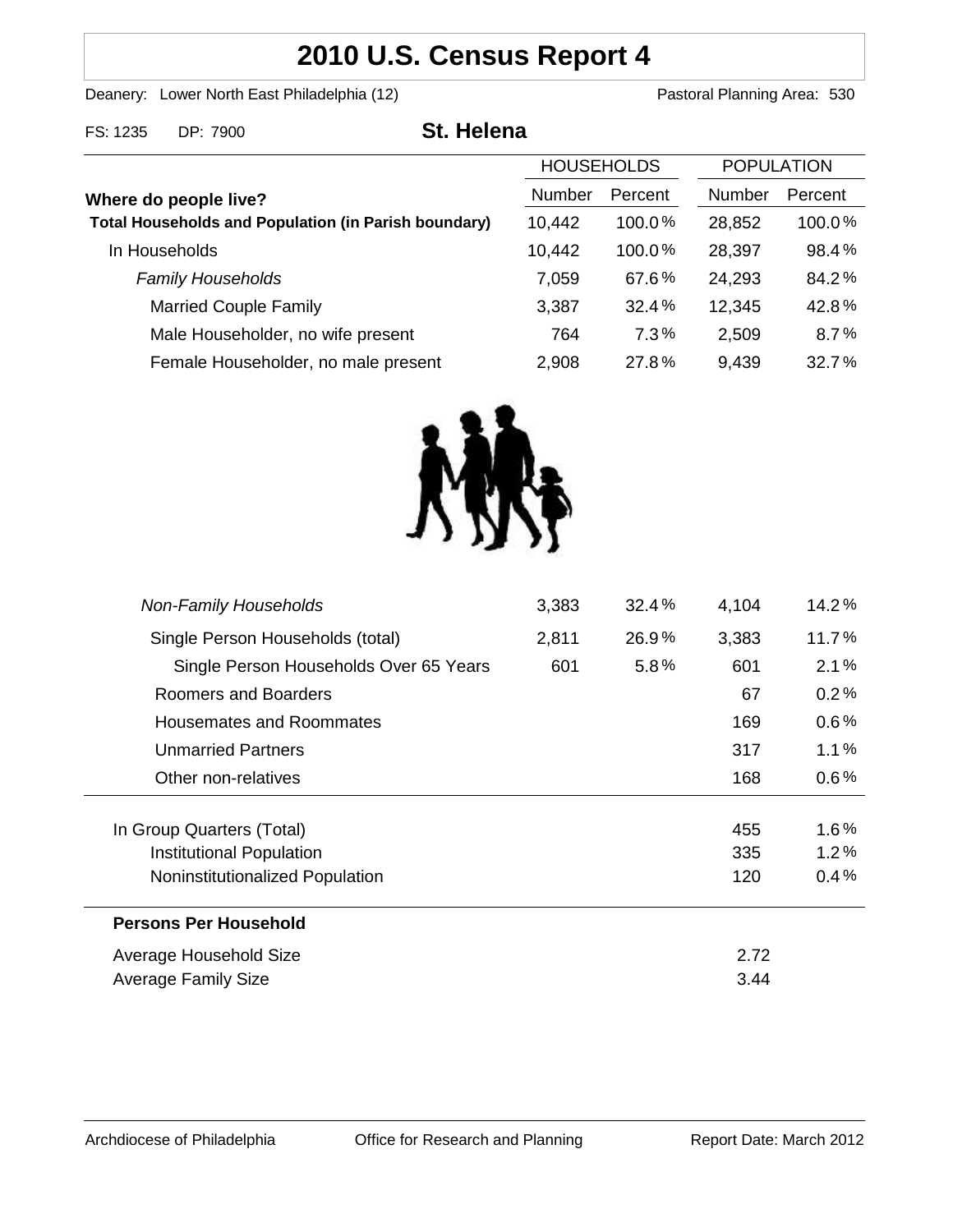# 2010 U.S. Census Report 4

Deanery: Lower North East Philadelphia (12) — Pastoral Planning Area: 530

FS: 1235 DP: 7900

## St. Helena

| Where do people live? | HOUSEHOLDS Number | HOUSEHOLDS Percent | POPULATION Number | POPULATION Percent |
|---|---|---|---|---|
| **Total Households and Population (in Parish boundary)** | 10,442 | 100.0% | 28,852 | 100.0% |
| In Households | 10,442 | 100.0% | 28,397 | 98.4% |
| *Family Households* | 7,059 | 67.6% | 24,293 | 84.2% |
| Married Couple Family | 3,387 | 32.4% | 12,345 | 42.8% |
| Male Householder, no wife present | 764 | 7.3% | 2,509 | 8.7% |
| Female Householder, no male present | 2,908 | 27.8% | 9,439 | 32.7% |
| *Non-Family Households* | 3,383 | 32.4% | 4,104 | 14.2% |
| Single Person Households (total) | 2,811 | 26.9% | 3,383 | 11.7% |
| Single Person Households Over 65 Years | 601 | 5.8% | 601 | 2.1% |
| Roomers and Boarders | | | 67 | 0.2% |
| Housemates and Roommates | | | 169 | 0.6% |
| Unmarried Partners | | | 317 | 1.1% |
| Other non-relatives | | | 168 | 0.6% |
| In Group Quarters (Total) | | | 455 | 1.6% |
| Institutional Population | | | 335 | 1.2% |
| Noninstitutionalized Population | | | 120 | 0.4% |

**Persons Per Household**

| | |
|---|---|
| Average Household Size | 2.72 |
| Average Family Size | 3.44 |

Archdiocese of Philadelphia — Office for Research and Planning — Report Date: March 2012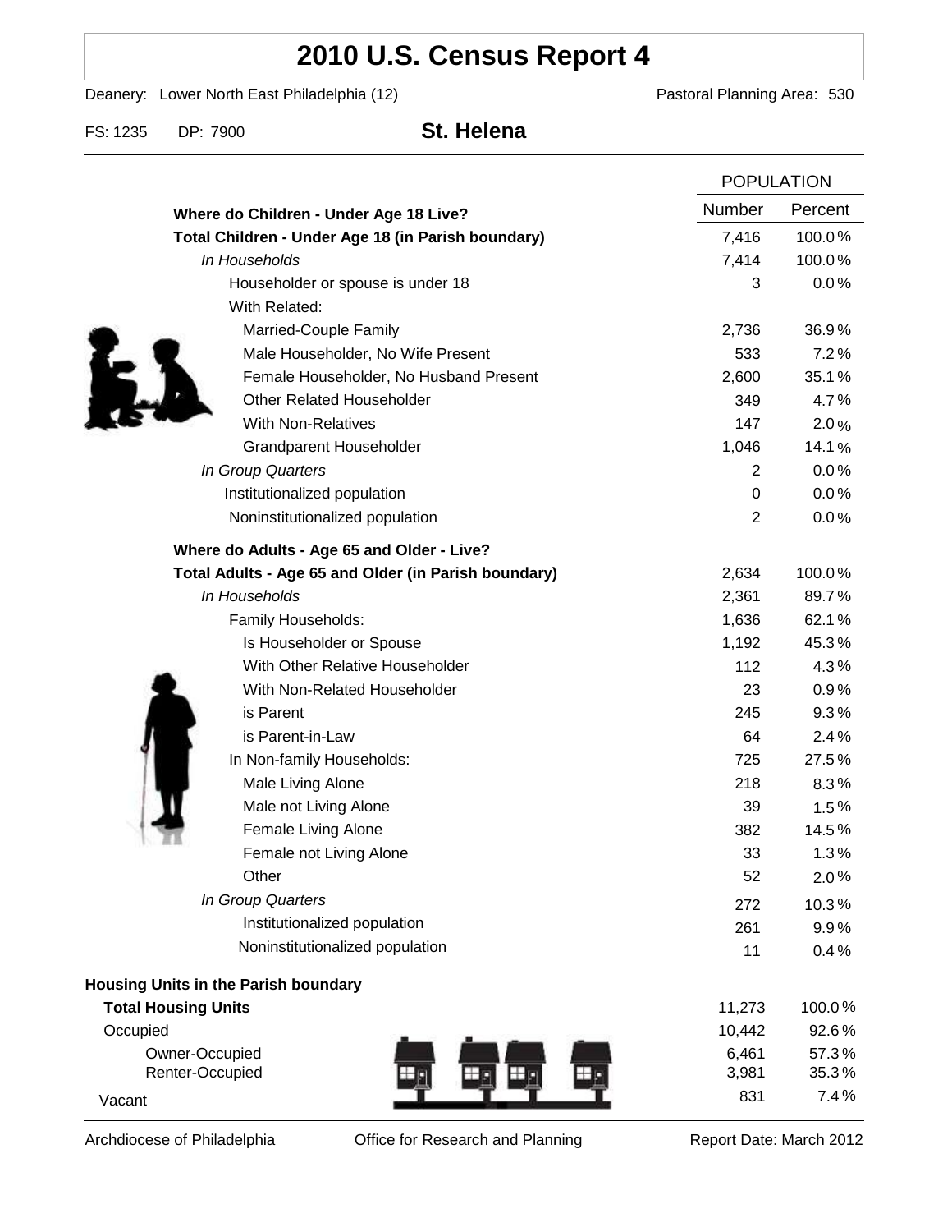# 2010 U.S. Census Report 4

Deanery: Lower North East Philadelphia (12) — Pastoral Planning Area: 530

FS: 1235 DP: 7900 **St. Helena**

| | POPULATION | |
|---|---|---|
| | Number | Percent |
| **Where do Children - Under Age 18 Live?** | | |
| **Total Children - Under Age 18 (in Parish boundary)** | 7,416 | 100.0% |
| *In Households* | 7,414 | 100.0% |
| Householder or spouse is under 18 | 3 | 0.0% |
| With Related: | | |
| Married-Couple Family | 2,736 | 36.9% |
| Male Householder, No Wife Present | 533 | 7.2% |
| Female Householder, No Husband Present | 2,600 | 35.1% |
| Other Related Householder | 349 | 4.7% |
| With Non-Relatives | 147 | 2.0% |
| Grandparent Householder | 1,046 | 14.1% |
| *In Group Quarters* | 2 | 0.0% |
| Institutionalized population | 0 | 0.0% |
| Noninstitutionalized population | 2 | 0.0% |
| **Where do Adults - Age 65 and Older - Live?** | | |
| **Total Adults - Age 65 and Older (in Parish boundary)** | 2,634 | 100.0% |
| *In Households* | 2,361 | 89.7% |
| Family Households: | 1,636 | 62.1% |
| Is Householder or Spouse | 1,192 | 45.3% |
| With Other Relative Householder | 112 | 4.3% |
| With Non-Related Householder | 23 | 0.9% |
| is Parent | 245 | 9.3% |
| is Parent-in-Law | 64 | 2.4% |
| In Non-family Households: | 725 | 27.5% |
| Male Living Alone | 218 | 8.3% |
| Male not Living Alone | 39 | 1.5% |
| Female Living Alone | 382 | 14.5% |
| Female not Living Alone | 33 | 1.3% |
| Other | 52 | 2.0% |
| *In Group Quarters* | 272 | 10.3% |
| Institutionalized population | 261 | 9.9% |
| Noninstitutionalized population | 11 | 0.4% |
| **Housing Units in the Parish boundary** | | |
| **Total Housing Units** | 11,273 | 100.0% |
| Occupied | 10,442 | 92.6% |
| Owner-Occupied | 6,461 | 57.3% |
| Renter-Occupied | 3,981 | 35.3% |
| Vacant | 831 | 7.4% |

Archdiocese of Philadelphia — Office for Research and Planning — Report Date: March 2012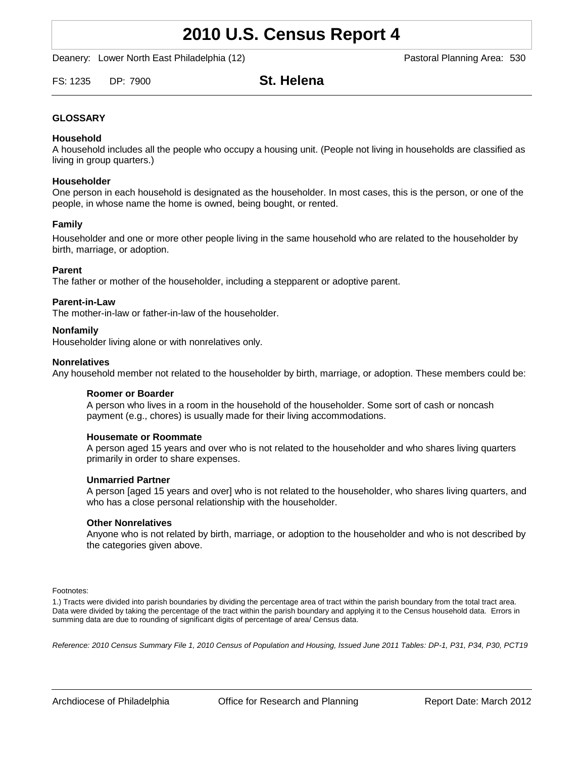# 2010 U.S. Census Report 4

Deanery: Lower North East Philadelphia (12) Pastoral Planning Area: 530

FS: 1235 DP: 7900 **St. Helena**

## GLOSSARY

### Household

A household includes all the people who occupy a housing unit. (People not living in households are classified as living in group quarters.)

### Householder

One person in each household is designated as the householder. In most cases, this is the person, or one of the people, in whose name the home is owned, being bought, or rented.

### Family

Householder and one or more other people living in the same household who are related to the householder by birth, marriage, or adoption.

### Parent

The father or mother of the householder, including a stepparent or adoptive parent.

### Parent-in-Law

The mother-in-law or father-in-law of the householder.

### Nonfamily

Householder living alone or with nonrelatives only.

### Nonrelatives

Any household member not related to the householder by birth, marriage, or adoption. These members could be:

#### Roomer or Boarder

A person who lives in a room in the household of the householder. Some sort of cash or noncash payment (e.g., chores) is usually made for their living accommodations.

#### Housemate or Roommate

A person aged 15 years and over who is not related to the householder and who shares living quarters primarily in order to share expenses.

#### Unmarried Partner

A person [aged 15 years and over] who is not related to the householder, who shares living quarters, and who has a close personal relationship with the householder.

#### Other Nonrelatives

Anyone who is not related by birth, marriage, or adoption to the householder and who is not described by the categories given above.

Footnotes:

1.) Tracts were divided into parish boundaries by dividing the percentage area of tract within the parish boundary from the total tract area. Data were divided by taking the percentage of the tract within the parish boundary and applying it to the Census household data. Errors in summing data are due to rounding of significant digits of percentage of area/ Census data.

*Reference: 2010 Census Summary File 1, 2010 Census of Population and Housing, Issued June 2011 Tables: DP-1, P31, P34, P30, PCT19*

Archdiocese of Philadelphia Office for Research and Planning Report Date: March 2012